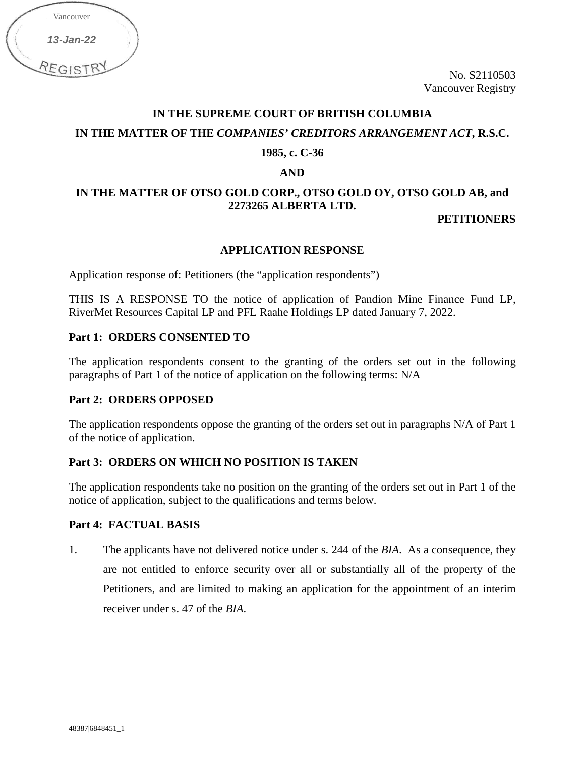Vancouver

13-Jan-22

REGISTRY

No. S2110503
Vancouver Registry

**IN THE SUPREME COURT OF BRITISH COLUMBIA**

**IN THE MATTER OF THE *COMPANIES' CREDITORS ARRANGEMENT ACT*, R.S.C. 1985, c. C-36**

**AND**

**IN THE MATTER OF OTSO GOLD CORP., OTSO GOLD OY, OTSO GOLD AB, and 2273265 ALBERTA LTD.**

**PETITIONERS**

## APPLICATION RESPONSE

Application response of: Petitioners (the "application respondents")

THIS IS A RESPONSE TO the notice of application of Pandion Mine Finance Fund LP, RiverMet Resources Capital LP and PFL Raahe Holdings LP dated January 7, 2022.

### Part 1: ORDERS CONSENTED TO

The application respondents consent to the granting of the orders set out in the following paragraphs of Part 1 of the notice of application on the following terms: N/A

### Part 2: ORDERS OPPOSED

The application respondents oppose the granting of the orders set out in paragraphs N/A of Part 1 of the notice of application.

### Part 3: ORDERS ON WHICH NO POSITION IS TAKEN

The application respondents take no position on the granting of the orders set out in Part 1 of the notice of application, subject to the qualifications and terms below.

### Part 4: FACTUAL BASIS

1. The applicants have not delivered notice under s. 244 of the *BIA*. As a consequence, they are not entitled to enforce security over all or substantially all of the property of the Petitioners, and are limited to making an application for the appointment of an interim receiver under s. 47 of the *BIA*.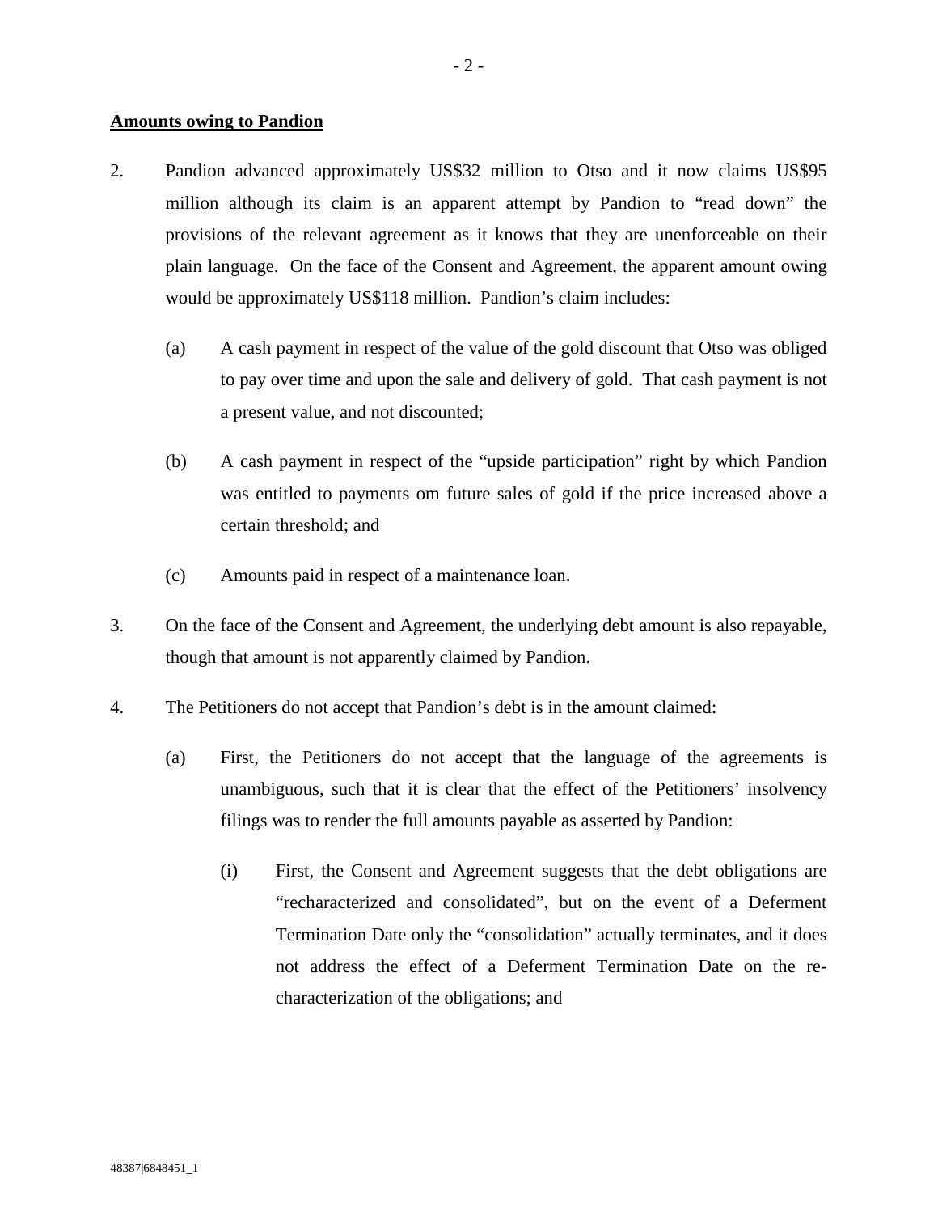**Amounts owing to Pandion**

2. Pandion advanced approximately US$32 million to Otso and it now claims US$95 million although its claim is an apparent attempt by Pandion to "read down" the provisions of the relevant agreement as it knows that they are unenforceable on their plain language. On the face of the Consent and Agreement, the apparent amount owing would be approximately US$118 million. Pandion's claim includes:

   (a) A cash payment in respect of the value of the gold discount that Otso was obliged to pay over time and upon the sale and delivery of gold. That cash payment is not a present value, and not discounted;

   (b) A cash payment in respect of the "upside participation" right by which Pandion was entitled to payments om future sales of gold if the price increased above a certain threshold; and

   (c) Amounts paid in respect of a maintenance loan.

3. On the face of the Consent and Agreement, the underlying debt amount is also repayable, though that amount is not apparently claimed by Pandion.

4. The Petitioners do not accept that Pandion's debt is in the amount claimed:

   (a) First, the Petitioners do not accept that the language of the agreements is unambiguous, such that it is clear that the effect of the Petitioners' insolvency filings was to render the full amounts payable as asserted by Pandion:

      (i) First, the Consent and Agreement suggests that the debt obligations are "recharacterized and consolidated", but on the event of a Deferment Termination Date only the "consolidation" actually terminates, and it does not address the effect of a Deferment Termination Date on the re-characterization of the obligations; and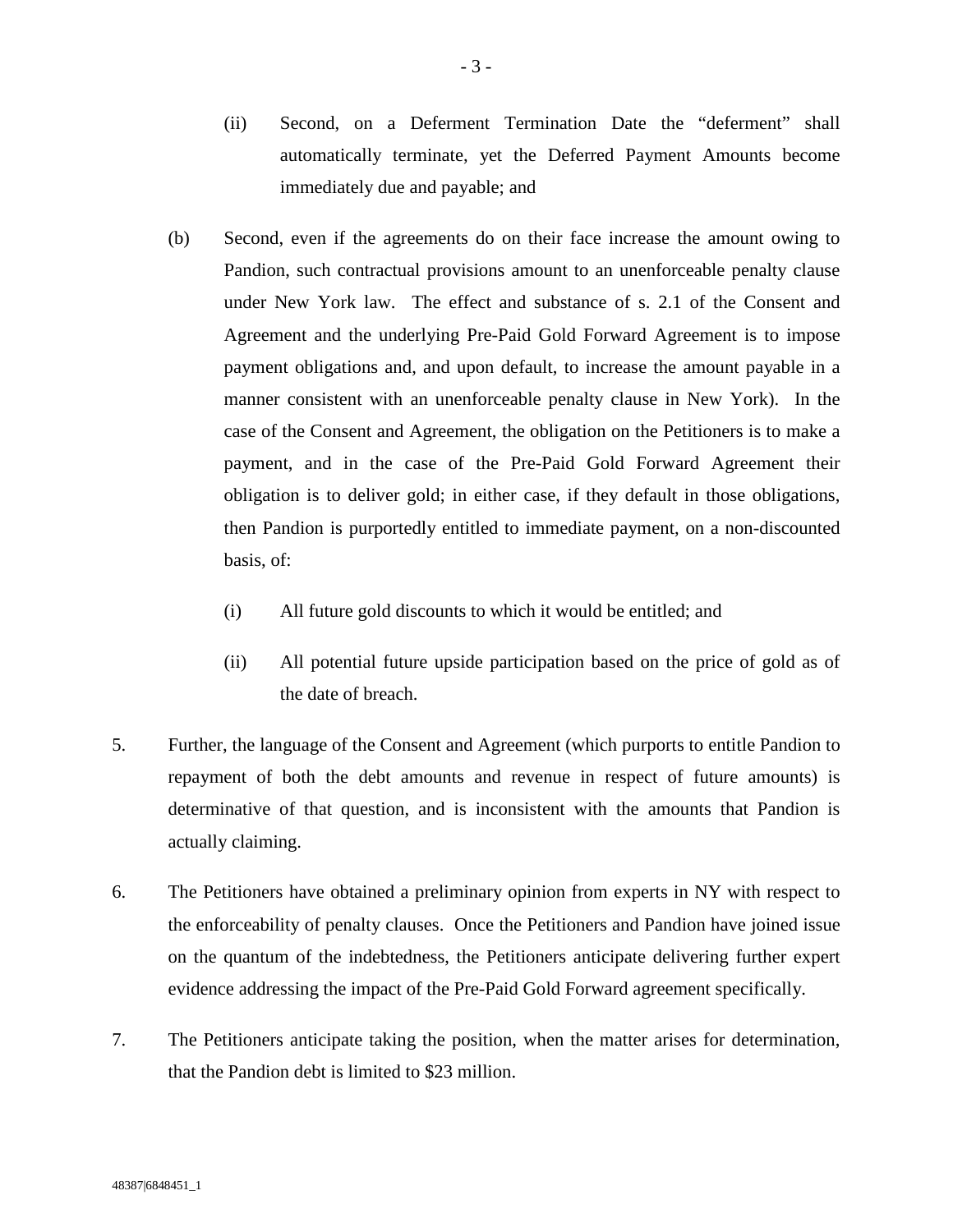(ii) Second, on a Deferment Termination Date the "deferment" shall automatically terminate, yet the Deferred Payment Amounts become immediately due and payable; and

(b) Second, even if the agreements do on their face increase the amount owing to Pandion, such contractual provisions amount to an unenforceable penalty clause under New York law. The effect and substance of s. 2.1 of the Consent and Agreement and the underlying Pre-Paid Gold Forward Agreement is to impose payment obligations and, and upon default, to increase the amount payable in a manner consistent with an unenforceable penalty clause in New York). In the case of the Consent and Agreement, the obligation on the Petitioners is to make a payment, and in the case of the Pre-Paid Gold Forward Agreement their obligation is to deliver gold; in either case, if they default in those obligations, then Pandion is purportedly entitled to immediate payment, on a non-discounted basis, of:

(i) All future gold discounts to which it would be entitled; and

(ii) All potential future upside participation based on the price of gold as of the date of breach.

5. Further, the language of the Consent and Agreement (which purports to entitle Pandion to repayment of both the debt amounts and revenue in respect of future amounts) is determinative of that question, and is inconsistent with the amounts that Pandion is actually claiming.

6. The Petitioners have obtained a preliminary opinion from experts in NY with respect to the enforceability of penalty clauses. Once the Petitioners and Pandion have joined issue on the quantum of the indebtedness, the Petitioners anticipate delivering further expert evidence addressing the impact of the Pre-Paid Gold Forward agreement specifically.

7. The Petitioners anticipate taking the position, when the matter arises for determination, that the Pandion debt is limited to $23 million.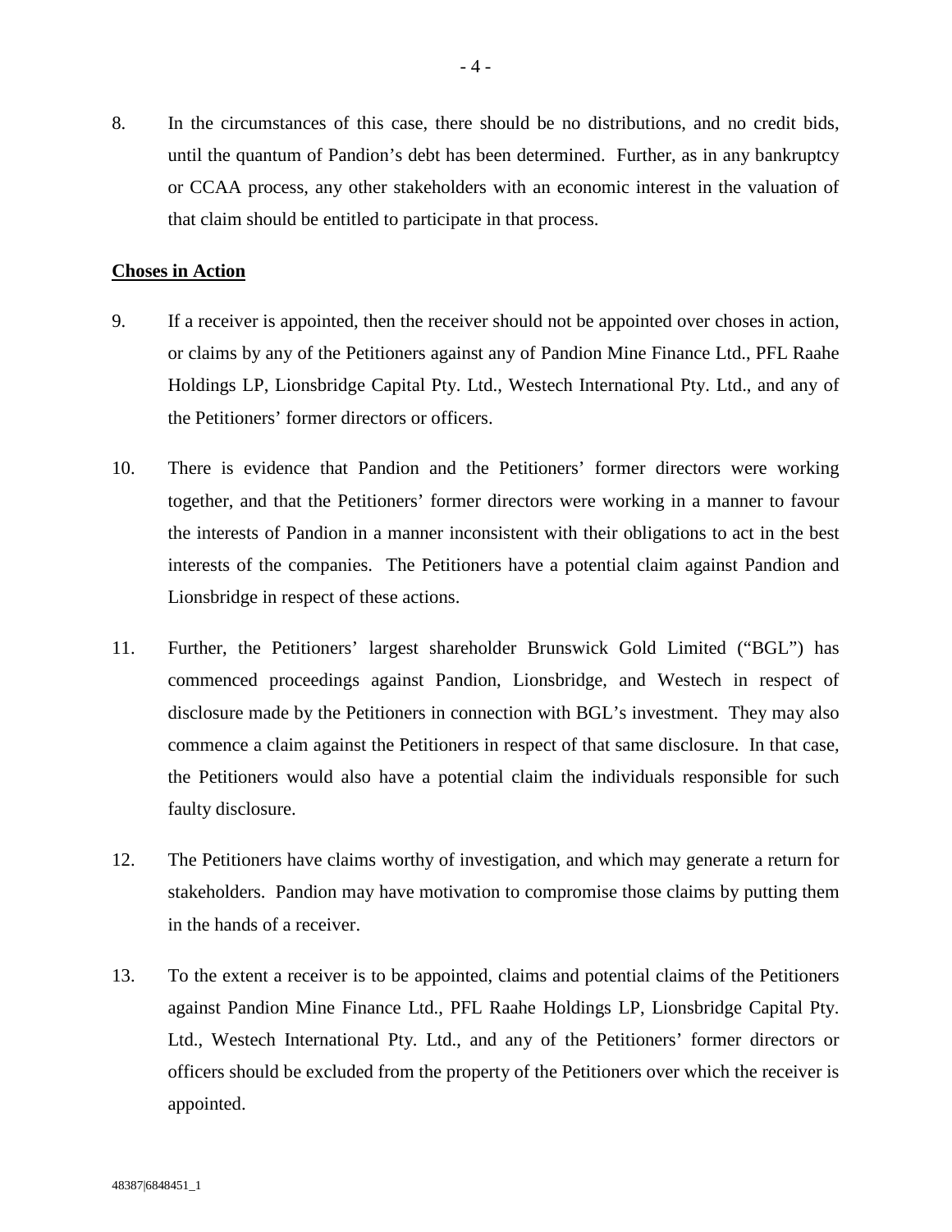8. In the circumstances of this case, there should be no distributions, and no credit bids, until the quantum of Pandion's debt has been determined. Further, as in any bankruptcy or CCAA process, any other stakeholders with an economic interest in the valuation of that claim should be entitled to participate in that process.

**Choses in Action**

9. If a receiver is appointed, then the receiver should not be appointed over choses in action, or claims by any of the Petitioners against any of Pandion Mine Finance Ltd., PFL Raahe Holdings LP, Lionsbridge Capital Pty. Ltd., Westech International Pty. Ltd., and any of the Petitioners' former directors or officers.

10. There is evidence that Pandion and the Petitioners' former directors were working together, and that the Petitioners' former directors were working in a manner to favour the interests of Pandion in a manner inconsistent with their obligations to act in the best interests of the companies. The Petitioners have a potential claim against Pandion and Lionsbridge in respect of these actions.

11. Further, the Petitioners' largest shareholder Brunswick Gold Limited ("BGL") has commenced proceedings against Pandion, Lionsbridge, and Westech in respect of disclosure made by the Petitioners in connection with BGL's investment. They may also commence a claim against the Petitioners in respect of that same disclosure. In that case, the Petitioners would also have a potential claim the individuals responsible for such faulty disclosure.

12. The Petitioners have claims worthy of investigation, and which may generate a return for stakeholders. Pandion may have motivation to compromise those claims by putting them in the hands of a receiver.

13. To the extent a receiver is to be appointed, claims and potential claims of the Petitioners against Pandion Mine Finance Ltd., PFL Raahe Holdings LP, Lionsbridge Capital Pty. Ltd., Westech International Pty. Ltd., and any of the Petitioners' former directors or officers should be excluded from the property of the Petitioners over which the receiver is appointed.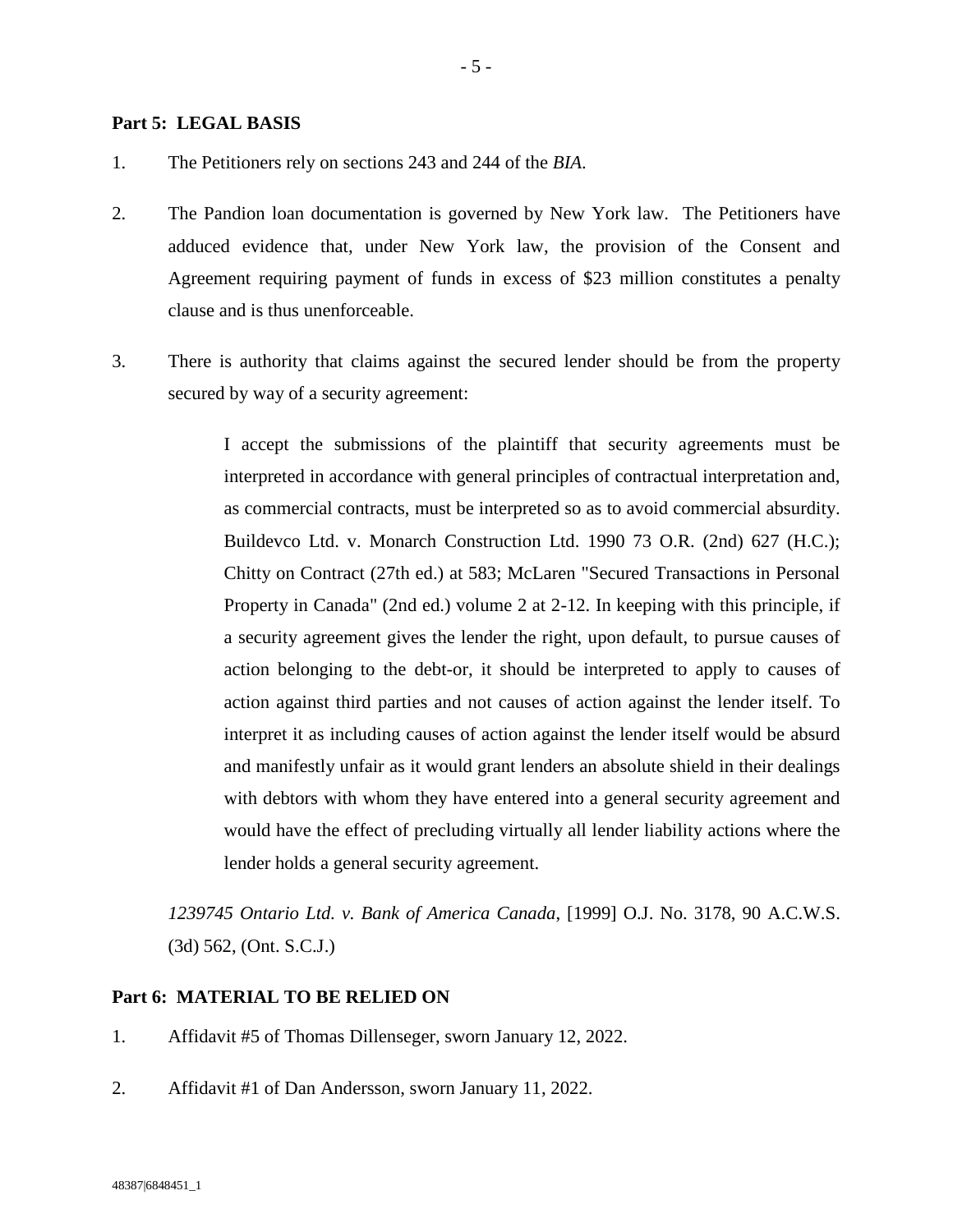## Part 5: LEGAL BASIS

1. The Petitioners rely on sections 243 and 244 of the *BIA*.

2. The Pandion loan documentation is governed by New York law. The Petitioners have adduced evidence that, under New York law, the provision of the Consent and Agreement requiring payment of funds in excess of $23 million constitutes a penalty clause and is thus unenforceable.

3. There is authority that claims against the secured lender should be from the property secured by way of a security agreement:

> I accept the submissions of the plaintiff that security agreements must be interpreted in accordance with general principles of contractual interpretation and, as commercial contracts, must be interpreted so as to avoid commercial absurdity. Buildevco Ltd. v. Monarch Construction Ltd. 1990 73 O.R. (2nd) 627 (H.C.); Chitty on Contract (27th ed.) at 583; McLaren "Secured Transactions in Personal Property in Canada" (2nd ed.) volume 2 at 2-12. In keeping with this principle, if a security agreement gives the lender the right, upon default, to pursue causes of action belonging to the debt-or, it should be interpreted to apply to causes of action against third parties and not causes of action against the lender itself. To interpret it as including causes of action against the lender itself would be absurd and manifestly unfair as it would grant lenders an absolute shield in their dealings with debtors with whom they have entered into a general security agreement and would have the effect of precluding virtually all lender liability actions where the lender holds a general security agreement.

*1239745 Ontario Ltd. v. Bank of America Canada*, [1999] O.J. No. 3178, 90 A.C.W.S. (3d) 562, (Ont. S.C.J.)

## Part 6: MATERIAL TO BE RELIED ON

1. Affidavit #5 of Thomas Dillenseger, sworn January 12, 2022.

2. Affidavit #1 of Dan Andersson, sworn January 11, 2022.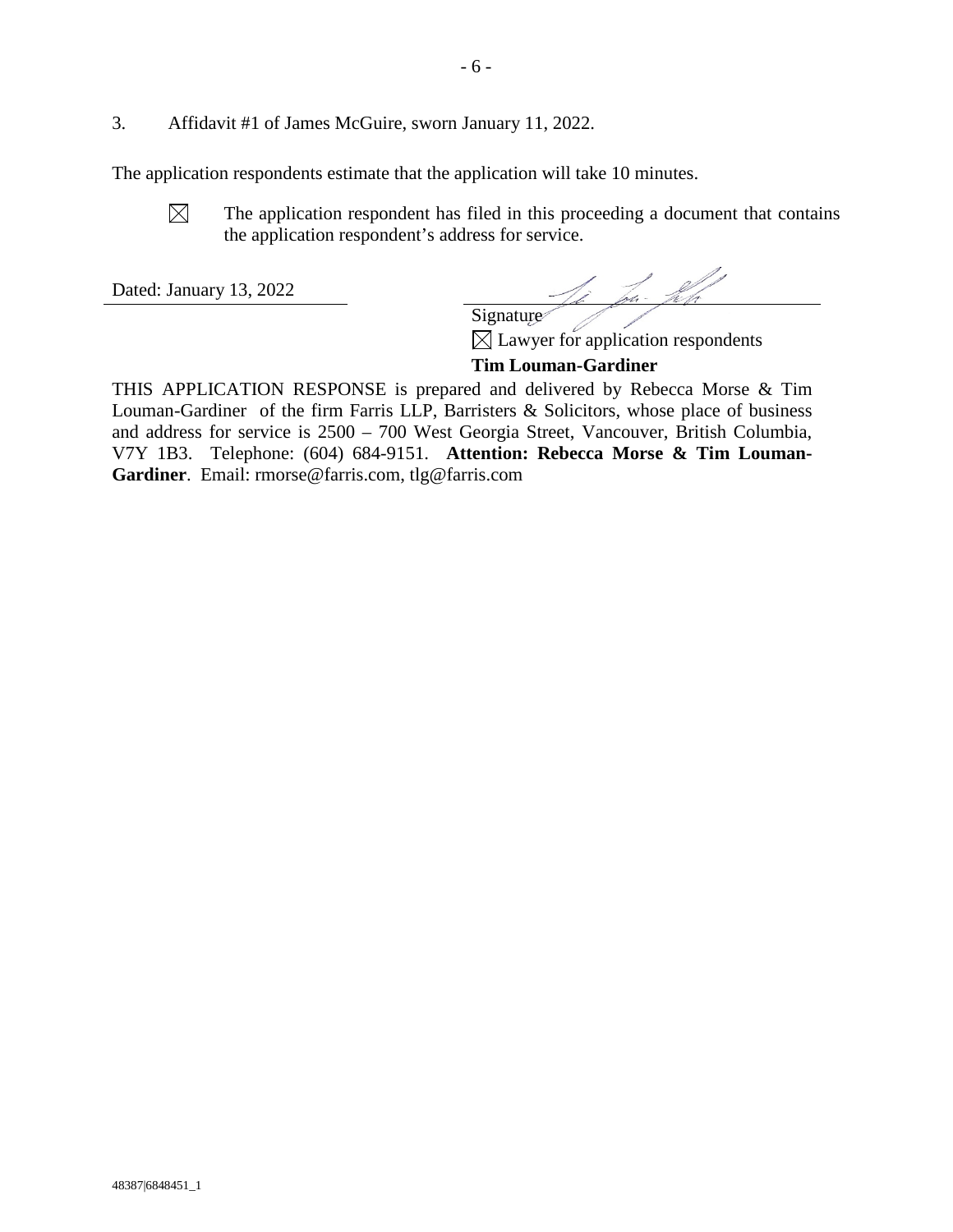3. Affidavit #1 of James McGuire, sworn January 11, 2022.

The application respondents estimate that the application will take 10 minutes.

☒ The application respondent has filed in this proceeding a document that contains the application respondent's address for service.

Dated: January 13, 2022

Signature

☒ Lawyer for application respondents

**Tim Louman-Gardiner**

THIS APPLICATION RESPONSE is prepared and delivered by Rebecca Morse & Tim Louman-Gardiner of the firm Farris LLP, Barristers & Solicitors, whose place of business and address for service is 2500 – 700 West Georgia Street, Vancouver, British Columbia, V7Y 1B3. Telephone: (604) 684-9151. **Attention: Rebecca Morse & Tim Louman-Gardiner**. Email: rmorse@farris.com, tlg@farris.com

48387|6848451_1